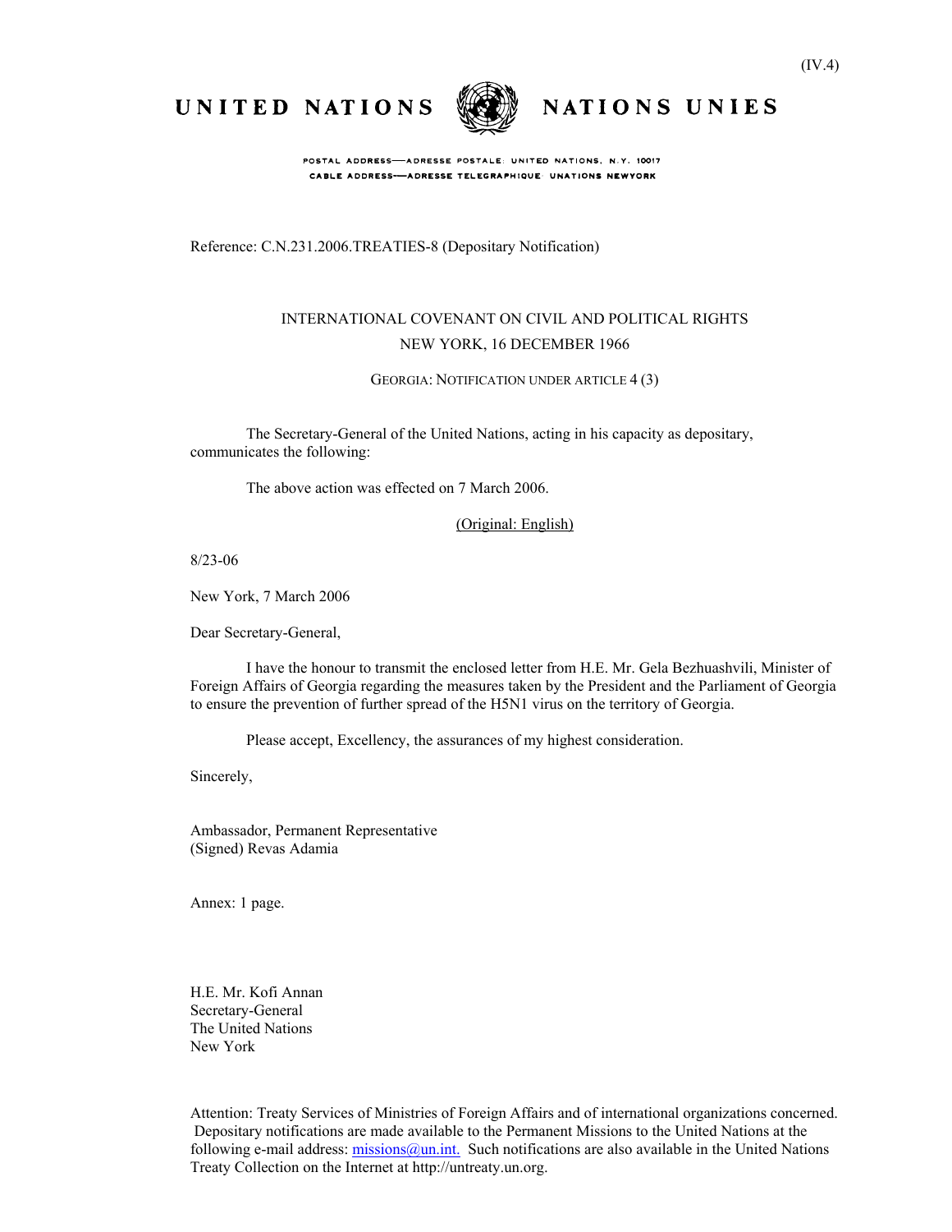(IV.4)

UNITED NATIONS NATIONS UNIES

POSTAL ADDRESS—ADRESSE POSTALE: UNITED NATIONS, N.Y. 10017
CABLE ADDRESS—ADRESSE TELEGRAPHIQUE: UNATIONS NEWYORK

Reference: C.N.231.2006.TREATIES-8 (Depositary Notification)

INTERNATIONAL COVENANT ON CIVIL AND POLITICAL RIGHTS
NEW YORK, 16 DECEMBER 1966

GEORGIA: NOTIFICATION UNDER ARTICLE 4 (3)

The Secretary-General of the United Nations, acting in his capacity as depositary, communicates the following:

The above action was effected on 7 March 2006.

(Original: English)

8/23-06

New York, 7 March 2006

Dear Secretary-General,

I have the honour to transmit the enclosed letter from H.E. Mr. Gela Bezhuashvili, Minister of Foreign Affairs of Georgia regarding the measures taken by the President and the Parliament of Georgia to ensure the prevention of further spread of the H5N1 virus on the territory of Georgia.

Please accept, Excellency, the assurances of my highest consideration.

Sincerely,

Ambassador, Permanent Representative
(Signed) Revas Adamia

Annex: 1 page.

H.E. Mr. Kofi Annan
Secretary-General
The United Nations
New York

Attention: Treaty Services of Ministries of Foreign Affairs and of international organizations concerned. Depositary notifications are made available to the Permanent Missions to the United Nations at the following e-mail address: missions@un.int. Such notifications are also available in the United Nations Treaty Collection on the Internet at http://untreaty.un.org.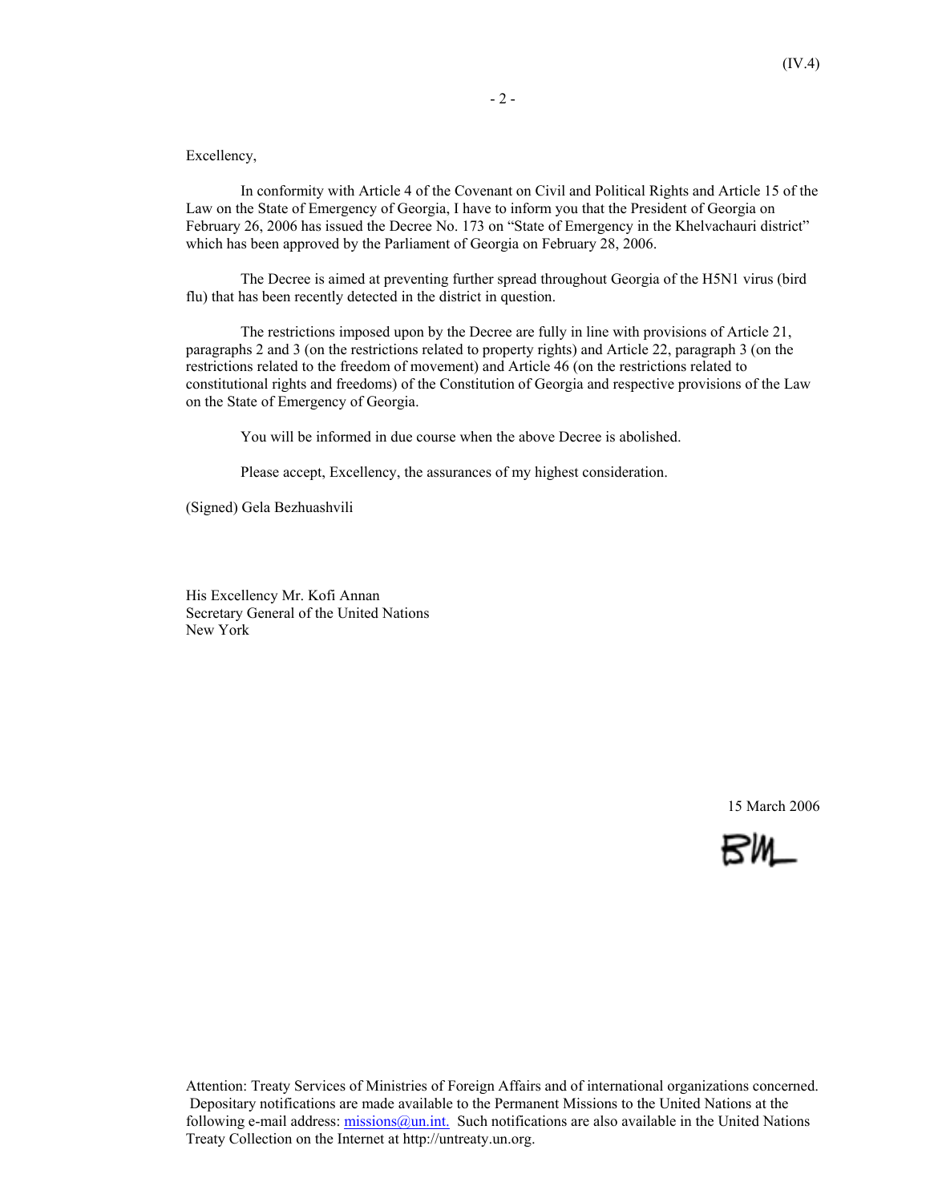Excellency,

In conformity with Article 4 of the Covenant on Civil and Political Rights and Article 15 of the Law on the State of Emergency of Georgia, I have to inform you that the President of Georgia on February 26, 2006 has issued the Decree No. 173 on "State of Emergency in the Khelvachauri district" which has been approved by the Parliament of Georgia on February 28, 2006.

The Decree is aimed at preventing further spread throughout Georgia of the H5N1 virus (bird flu) that has been recently detected in the district in question.

The restrictions imposed upon by the Decree are fully in line with provisions of Article 21, paragraphs 2 and 3 (on the restrictions related to property rights) and Article 22, paragraph 3 (on the restrictions related to the freedom of movement) and Article 46 (on the restrictions related to constitutional rights and freedoms) of the Constitution of Georgia and respective provisions of the Law on the State of Emergency of Georgia.

You will be informed in due course when the above Decree is abolished.

Please accept, Excellency, the assurances of my highest consideration.

(Signed) Gela Bezhuashvili

His Excellency Mr. Kofi Annan
Secretary General of the United Nations
New York

15 March 2006

Attention: Treaty Services of Ministries of Foreign Affairs and of international organizations concerned. Depositary notifications are made available to the Permanent Missions to the United Nations at the following e-mail address: missions@un.int. Such notifications are also available in the United Nations Treaty Collection on the Internet at http://untreaty.un.org.